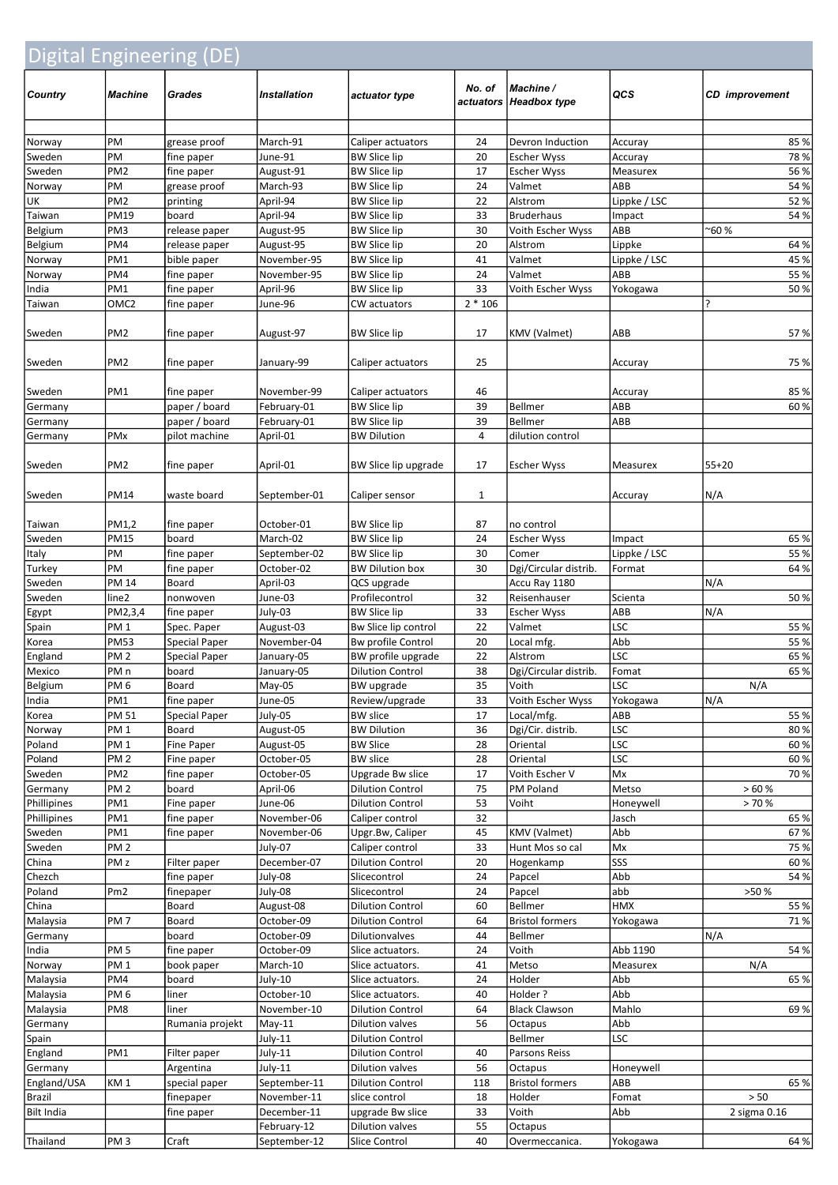# Digital Engineering (DE)

| Country | Machine | Grades | Installation | actuator type | No. of actuators | Machine / Headbox type | QCS | CD improvement |
|---|---|---|---|---|---|---|---|---|
| | | | | | | | | |
| Norway | PM | grease proof | March-91 | Caliper actuators | 24 | Devron Induction | Accuray | 85 % |
| Sweden | PM | fine paper | June-91 | BW Slice lip | 20 | Escher Wyss | Accuray | 78 % |
| Sweden | PM2 | fine paper | August-91 | BW Slice lip | 17 | Escher Wyss | Measurex | 56 % |
| Norway | PM | grease proof | March-93 | BW Slice lip | 24 | Valmet | ABB | 54 % |
| UK | PM2 | printing | April-94 | BW Slice lip | 22 | Alstrom | Lippke / LSC | 52 % |
| Taiwan | PM19 | board | April-94 | BW Slice lip | 33 | Bruderhaus | Impact | 54 % |
| Belgium | PM3 | release paper | August-95 | BW Slice lip | 30 | Voith Escher Wyss | ABB | ~60 % |
| Belgium | PM4 | release paper | August-95 | BW Slice lip | 20 | Alstrom | Lippke | 64 % |
| Norway | PM1 | bible paper | November-95 | BW Slice lip | 41 | Valmet | Lippke / LSC | 45 % |
| Norway | PM4 | fine paper | November-95 | BW Slice lip | 24 | Valmet | ABB | 55 % |
| India | PM1 | fine paper | April-96 | BW Slice lip | 33 | Voith Escher Wyss | Yokogawa | 50 % |
| Taiwan | OMC2 | fine paper | June-96 | CW actuators | 2 * 106 | | | ? |
| Sweden | PM2 | fine paper | August-97 | BW Slice lip | 17 | KMV (Valmet) | ABB | 57 % |
| Sweden | PM2 | fine paper | January-99 | Caliper actuators | 25 | | Accuray | 75 % |
| Sweden | PM1 | fine paper | November-99 | Caliper actuators | 46 | | Accuray | 85 % |
| Germany | | paper / board | February-01 | BW Slice lip | 39 | Bellmer | ABB | 60 % |
| Germany | | paper / board | February-01 | BW Slice lip | 39 | Bellmer | ABB | |
| Germany | PMx | pilot machine | April-01 | BW Dilution | 4 | dilution control | | |
| Sweden | PM2 | fine paper | April-01 | BW Slice lip upgrade | 17 | Escher Wyss | Measurex | 55+20 |
| Sweden | PM14 | waste board | September-01 | Caliper sensor | 1 | | Accuray | N/A |
| Taiwan | PM1,2 | fine paper | October-01 | BW Slice lip | 87 | no control | | |
| Sweden | PM15 | board | March-02 | BW Slice lip | 24 | Escher Wyss | Impact | 65 % |
| Italy | PM | fine paper | September-02 | BW Slice lip | 30 | Comer | Lippke / LSC | 55 % |
| Turkey | PM | fine paper | October-02 | BW Dilution box | 30 | Dgi/Circular distrib. | Format | 64 % |
| Sweden | PM 14 | Board | April-03 | QCS upgrade | | Accu Ray 1180 | | N/A |
| Sweden | line2 | nonwoven | June-03 | Profilecontrol | 32 | Reisenhauser | Scienta | 50 % |
| Egypt | PM2,3,4 | fine paper | July-03 | BW Slice lip | 33 | Escher Wyss | ABB | N/A |
| Spain | PM 1 | Spec. Paper | August-03 | Bw Slice lip control | 22 | Valmet | LSC | 55 % |
| Korea | PM53 | Special Paper | November-04 | Bw profile Control | 20 | Local mfg. | Abb | 55 % |
| England | PM 2 | Special Paper | January-05 | BW profile upgrade | 22 | Alstrom | LSC | 65 % |
| Mexico | PM n | board | January-05 | Dilution Control | 38 | Dgi/Circular distrib. | Fomat | 65 % |
| Belgium | PM 6 | Board | May-05 | BW upgrade | 35 | Voith | LSC | N/A |
| India | PM1 | fine paper | June-05 | Review/upgrade | 33 | Voith Escher Wyss | Yokogawa | N/A |
| Korea | PM 51 | Special Paper | July-05 | BW slice | 17 | Local/mfg. | ABB | 55 % |
| Norway | PM 1 | Board | August-05 | BW Dilution | 36 | Dgi/Cir. distrib. | LSC | 80 % |
| Poland | PM 1 | Fine Paper | August-05 | BW Slice | 28 | Oriental | LSC | 60 % |
| Poland | PM 2 | Fine paper | October-05 | BW slice | 28 | Oriental | LSC | 60 % |
| Sweden | PM2 | fine paper | October-05 | Upgrade Bw slice | 17 | Voith Escher V | Mx | 70 % |
| Germany | PM 2 | board | April-06 | Dilution Control | 75 | PM Poland | Metso | > 60 % |
| Phillipines | PM1 | Fine paper | June-06 | Dilution Control | 53 | Voiht | Honeywell | > 70 % |
| Phillipines | PM1 | fine paper | November-06 | Caliper control | 32 | | Jasch | 65 % |
| Sweden | PM1 | fine paper | November-06 | Upgr.Bw, Caliper | 45 | KMV (Valmet) | Abb | 67 % |
| Sweden | PM 2 | | July-07 | Caliper control | 33 | Hunt Mos so cal | Mx | 75 % |
| China | PM z | Filter paper | December-07 | Dilution Control | 20 | Hogenkamp | SSS | 60 % |
| Chezch | | fine paper | July-08 | Slicecontrol | 24 | Papcel | Abb | 54 % |
| Poland | Pm2 | finepaper | July-08 | Slicecontrol | 24 | Papcel | abb | >50 % |
| China | | Board | August-08 | Dilution Control | 60 | Bellmer | HMX | 55 % |
| Malaysia | PM 7 | Board | October-09 | Dilution Control | 64 | Bristol formers | Yokogawa | 71 % |
| Germany | | board | October-09 | Dilutionvalves | 44 | Bellmer | | N/A |
| India | PM 5 | fine paper | October-09 | Slice actuators. | 24 | Voith | Abb 1190 | 54 % |
| Norway | PM 1 | book paper | March-10 | Slice actuators. | 41 | Metso | Measurex | N/A |
| Malaysia | PM4 | board | July-10 | Slice actuators. | 24 | Holder | Abb | 65 % |
| Malaysia | PM 6 | liner | October-10 | Slice actuators. | 40 | Holder ? | Abb | |
| Malaysia | PM8 | liner | November-10 | Dilution Control | 64 | Black Clawson | Mahlo | 69 % |
| Germany | | Rumania projekt | May-11 | Dilution valves | 56 | Octapus | Abb | |
| Spain | | | July-11 | Dilution Control | | Bellmer | LSC | |
| England | PM1 | Filter paper | July-11 | Dilution Control | 40 | Parsons Reiss | | |
| Germany | | Argentina | July-11 | Dilution valves | 56 | Octapus | Honeywell | |
| England/USA | KM 1 | special paper | September-11 | Dilution Control | 118 | Bristol formers | ABB | 65 % |
| Brazil | | finepaper | November-11 | slice control | 18 | Holder | Fomat | > 50 |
| Bilt India | | fine paper | December-11 | upgrade Bw slice | 33 | Voith | Abb | 2 sigma 0.16 |
| | | | February-12 | Dilution valves | 55 | Octapus | | |
| Thailand | PM 3 | Craft | September-12 | Slice Control | 40 | Overmeccanica. | Yokogawa | 64 % |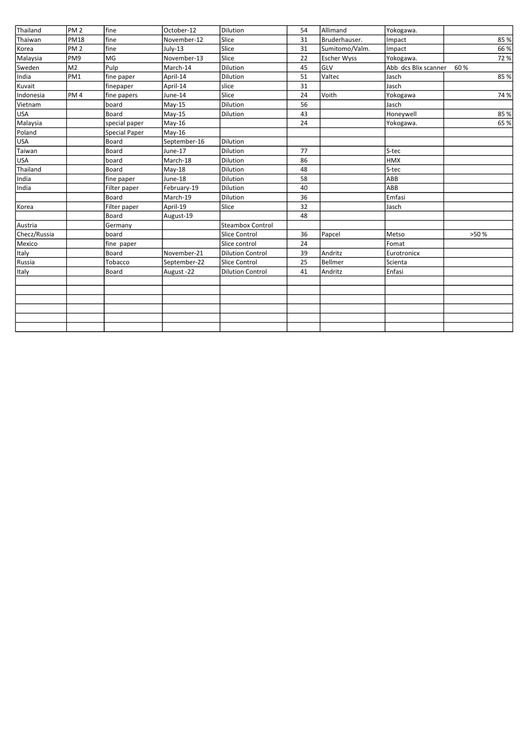| | | | | | | | | |
|---|---|---|---|---|---|---|---|---|
| Thailand | PM 2 | fine | October-12 | Dilution | 54 | Allimand | Yokogawa. | |
| Thaiwan | PM18 | fine | November-12 | Slice | 31 | Bruderhauser. | Impact | 85 % |
| Korea | PM 2 | fine | July-13 | Slice | 31 | Sumitomo/Valm. | Impact | 66 % |
| Malaysia | PM9 | MG | November-13 | Slice | 22 | Escher Wyss | Yokogawa. | 72 % |
| Sweden | M2 | Pulp | March-14 | Dilution | 45 | GLV | Abb dcs Blix scanner | 60 % |
| India | PM1 | fine paper | April-14 | Dilution | 51 | Valtec | Jasch | 85 % |
| Kuvait | | finepaper | April-14 | slice | 31 | | Jasch | |
| Indonesia | PM 4 | fine papers | June-14 | Slice | 24 | Voith | Yokogawa | 74 % |
| Vietnam | | board | May-15 | Dilution | 56 | | Jasch | |
| USA | | Board | May-15 | Dilution | 43 | | Honeywell | 85 % |
| Malaysia | | special paper | May-16 | | 24 | | Yokogawa. | 65 % |
| Poland | | Special Paper | May-16 | | | | | |
| USA | | Board | September-16 | Dilution | | | | |
| Taiwan | | Board | June-17 | Dilution | 77 | | S-tec | |
| USA | | board | March-18 | Dilution | 86 | | HMX | |
| Thailand | | Board | May-18 | Dilution | 48 | | S-tec | |
| India | | fine paper | June-18 | Dilution | 58 | | ABB | |
| India | | Filter paper | February-19 | Dilution | 40 | | ABB | |
| | | Board | March-19 | Dilution | 36 | | Emfasi | |
| Korea | | Filter paper | April-19 | Slice | 32 | | Jasch | |
| | | Board | August-19 | | 48 | | | |
| Austria | | Germany | | Steambox Control | | | | |
| Checz/Russia | | board | | Slice Control | 36 | Papcel | Metso | >50 % |
| Mexico | | fine paper | | Slice control | 24 | | Fomat | |
| Italy | | Board | November-21 | Dilution Control | 39 | Andritz | Eurotronicx | |
| Russia | | Tobacco | September-22 | Slice Control | 25 | Bellmer | Scienta | |
| Italy | | Board | August -22 | Dilution Control | 41 | Andritz | Enfasi | |
| | | | | | | | | |
| | | | | | | | | |
| | | | | | | | | |
| | | | | | | | | |
| | | | | | | | | |
| | | | | | | | | |